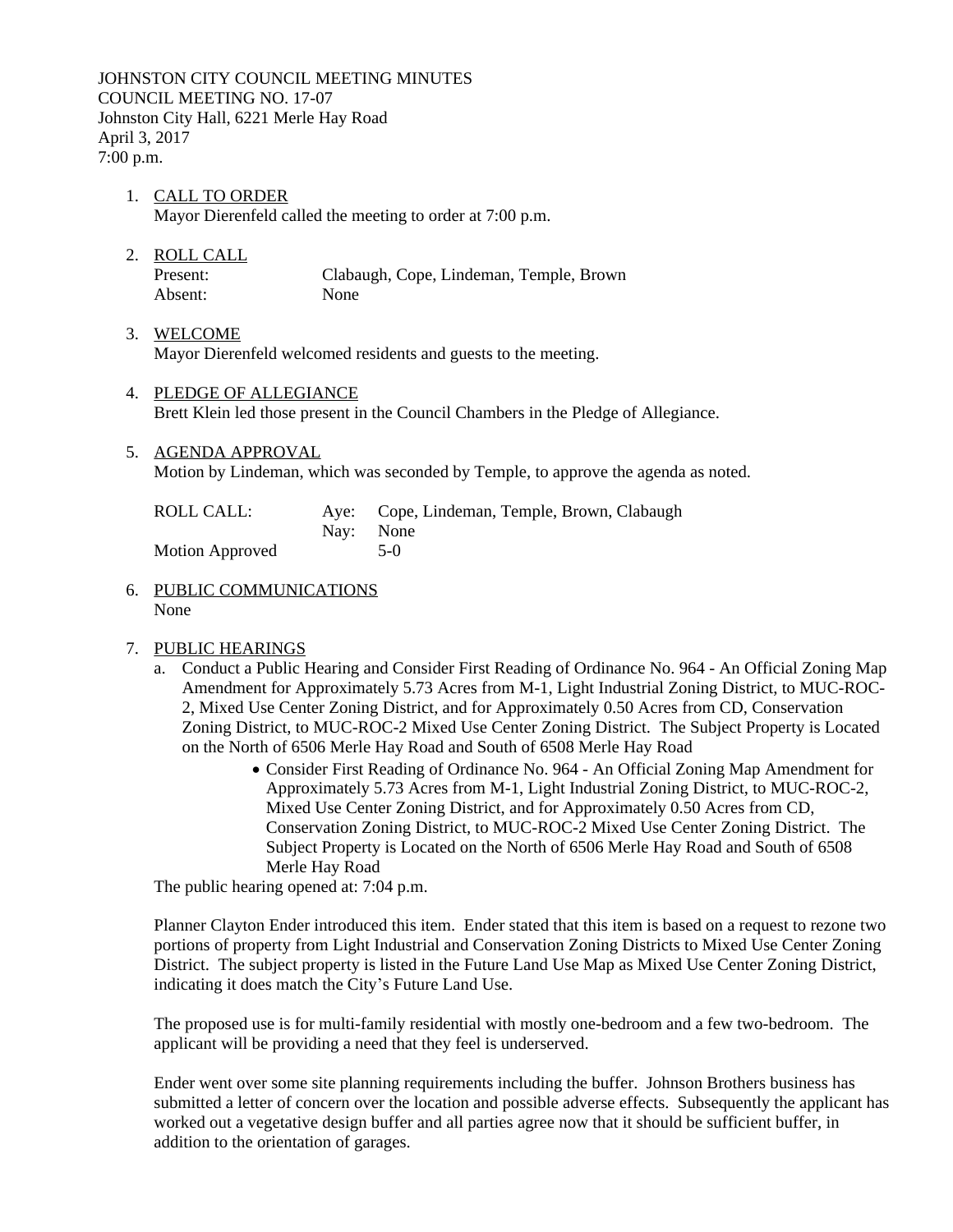JOHNSTON CITY COUNCIL MEETING MINUTES
COUNCIL MEETING NO. 17-07
Johnston City Hall, 6221 Merle Hay Road
April 3, 2017
7:00 p.m.

1. CALL TO ORDER
   Mayor Dierenfeld called the meeting to order at 7:00 p.m.

2. ROLL CALL

   | | |
   |---|---|
   | Present: | Clabaugh, Cope, Lindeman, Temple, Brown |
   | Absent: | None |

3. WELCOME
   Mayor Dierenfeld welcomed residents and guests to the meeting.

4. PLEDGE OF ALLEGIANCE
   Brett Klein led those present in the Council Chambers in the Pledge of Allegiance.

5. AGENDA APPROVAL
   Motion by Lindeman, which was seconded by Temple, to approve the agenda as noted.

   | | | |
   |---|---|---|
   | ROLL CALL: | Aye: | Cope, Lindeman, Temple, Brown, Clabaugh |
   | | Nay: | None |
   | Motion Approved | | 5-0 |

6. PUBLIC COMMUNICATIONS
   None

7. PUBLIC HEARINGS
   a. Conduct a Public Hearing and Consider First Reading of Ordinance No. 964 - An Official Zoning Map Amendment for Approximately 5.73 Acres from M-1, Light Industrial Zoning District, to MUC-ROC-2, Mixed Use Center Zoning District, and for Approximately 0.50 Acres from CD, Conservation Zoning District, to MUC-ROC-2 Mixed Use Center Zoning District. The Subject Property is Located on the North of 6506 Merle Hay Road and South of 6508 Merle Hay Road
      - Consider First Reading of Ordinance No. 964 - An Official Zoning Map Amendment for Approximately 5.73 Acres from M-1, Light Industrial Zoning District, to MUC-ROC-2, Mixed Use Center Zoning District, and for Approximately 0.50 Acres from CD, Conservation Zoning District, to MUC-ROC-2 Mixed Use Center Zoning District. The Subject Property is Located on the North of 6506 Merle Hay Road and South of 6508 Merle Hay Road

   The public hearing opened at: 7:04 p.m.

   Planner Clayton Ender introduced this item. Ender stated that this item is based on a request to rezone two portions of property from Light Industrial and Conservation Zoning Districts to Mixed Use Center Zoning District. The subject property is listed in the Future Land Use Map as Mixed Use Center Zoning District, indicating it does match the City's Future Land Use.

   The proposed use is for multi-family residential with mostly one-bedroom and a few two-bedroom. The applicant will be providing a need that they feel is underserved.

   Ender went over some site planning requirements including the buffer. Johnson Brothers business has submitted a letter of concern over the location and possible adverse effects. Subsequently the applicant has worked out a vegetative design buffer and all parties agree now that it should be sufficient buffer, in addition to the orientation of garages.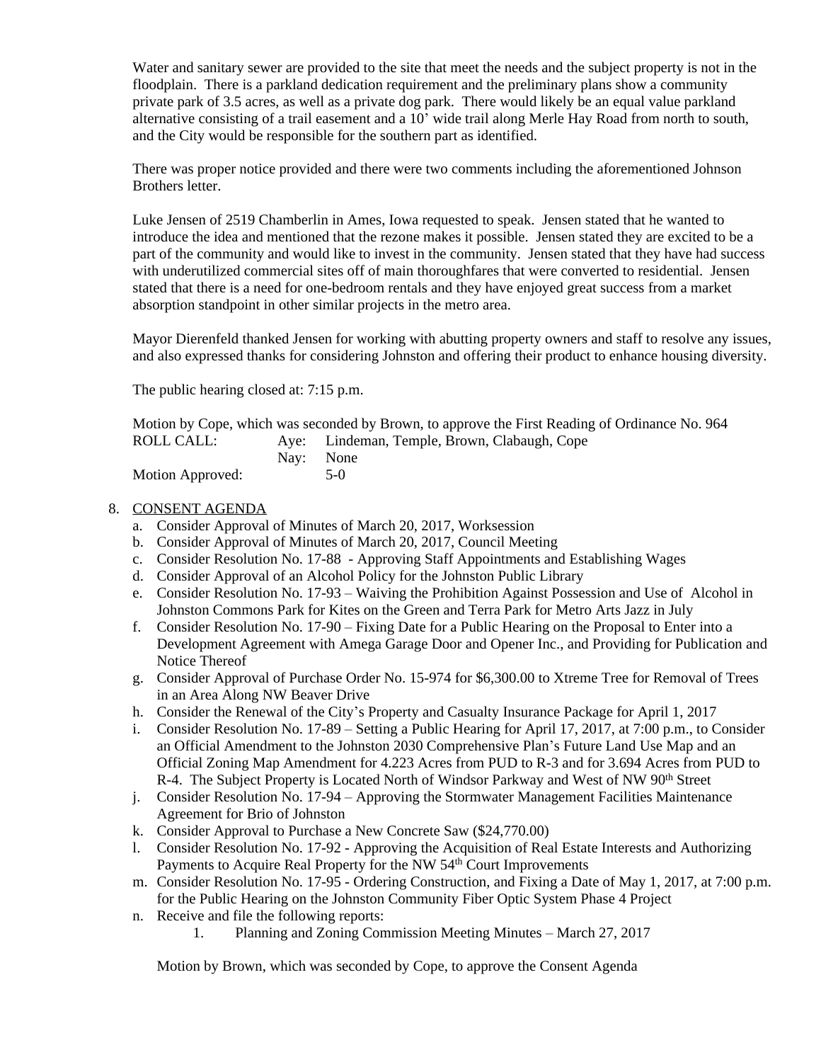Water and sanitary sewer are provided to the site that meet the needs and the subject property is not in the floodplain. There is a parkland dedication requirement and the preliminary plans show a community private park of 3.5 acres, as well as a private dog park. There would likely be an equal value parkland alternative consisting of a trail easement and a 10' wide trail along Merle Hay Road from north to south, and the City would be responsible for the southern part as identified.

There was proper notice provided and there were two comments including the aforementioned Johnson Brothers letter.

Luke Jensen of 2519 Chamberlin in Ames, Iowa requested to speak. Jensen stated that he wanted to introduce the idea and mentioned that the rezone makes it possible. Jensen stated they are excited to be a part of the community and would like to invest in the community. Jensen stated that they have had success with underutilized commercial sites off of main thoroughfares that were converted to residential. Jensen stated that there is a need for one-bedroom rentals and they have enjoyed great success from a market absorption standpoint in other similar projects in the metro area.

Mayor Dierenfeld thanked Jensen for working with abutting property owners and staff to resolve any issues, and also expressed thanks for considering Johnston and offering their product to enhance housing diversity.

The public hearing closed at: 7:15 p.m.

Motion by Cope, which was seconded by Brown, to approve the First Reading of Ordinance No. 964

ROLL CALL: Aye: Lindeman, Temple, Brown, Clabaugh, Cope
Nay: None
Motion Approved: 5-0

8. CONSENT AGENDA
   a. Consider Approval of Minutes of March 20, 2017, Worksession
   b. Consider Approval of Minutes of March 20, 2017, Council Meeting
   c. Consider Resolution No. 17-88 - Approving Staff Appointments and Establishing Wages
   d. Consider Approval of an Alcohol Policy for the Johnston Public Library
   e. Consider Resolution No. 17-93 – Waiving the Prohibition Against Possession and Use of Alcohol in Johnston Commons Park for Kites on the Green and Terra Park for Metro Arts Jazz in July
   f. Consider Resolution No. 17-90 – Fixing Date for a Public Hearing on the Proposal to Enter into a Development Agreement with Amega Garage Door and Opener Inc., and Providing for Publication and Notice Thereof
   g. Consider Approval of Purchase Order No. 15-974 for $6,300.00 to Xtreme Tree for Removal of Trees in an Area Along NW Beaver Drive
   h. Consider the Renewal of the City's Property and Casualty Insurance Package for April 1, 2017
   i. Consider Resolution No. 17-89 – Setting a Public Hearing for April 17, 2017, at 7:00 p.m., to Consider an Official Amendment to the Johnston 2030 Comprehensive Plan's Future Land Use Map and an Official Zoning Map Amendment for 4.223 Acres from PUD to R-3 and for 3.694 Acres from PUD to R-4. The Subject Property is Located North of Windsor Parkway and West of NW 90th Street
   j. Consider Resolution No. 17-94 – Approving the Stormwater Management Facilities Maintenance Agreement for Brio of Johnston
   k. Consider Approval to Purchase a New Concrete Saw ($24,770.00)
   l. Consider Resolution No. 17-92 - Approving the Acquisition of Real Estate Interests and Authorizing Payments to Acquire Real Property for the NW 54th Court Improvements
   m. Consider Resolution No. 17-95 - Ordering Construction, and Fixing a Date of May 1, 2017, at 7:00 p.m. for the Public Hearing on the Johnston Community Fiber Optic System Phase 4 Project
   n. Receive and file the following reports:
      1. Planning and Zoning Commission Meeting Minutes – March 27, 2017

   Motion by Brown, which was seconded by Cope, to approve the Consent Agenda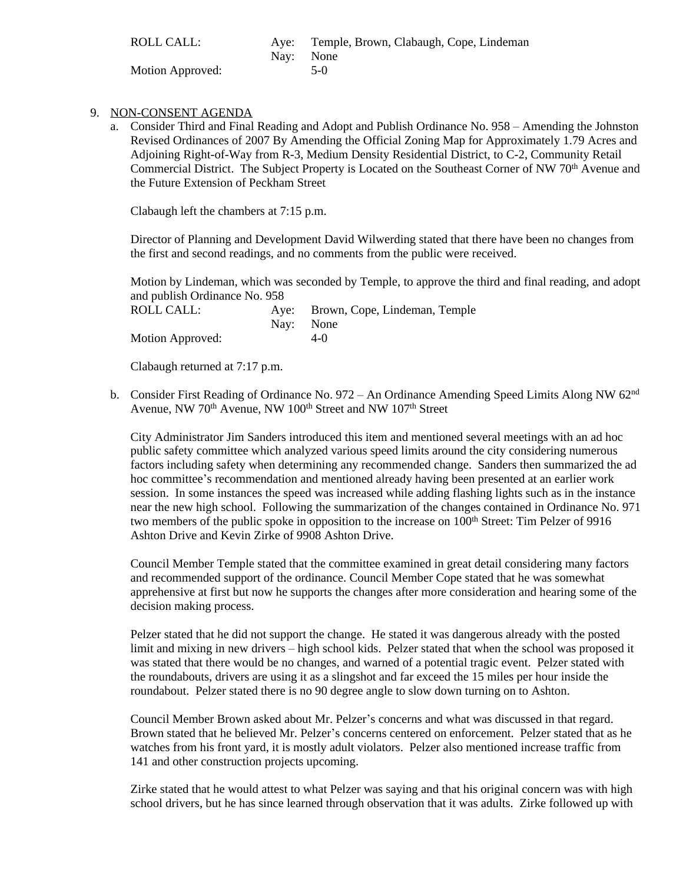ROLL CALL: Aye: Temple, Brown, Clabaugh, Cope, Lindeman
Nay: None
Motion Approved: 5-0

9. NON-CONSENT AGENDA

a. Consider Third and Final Reading and Adopt and Publish Ordinance No. 958 – Amending the Johnston Revised Ordinances of 2007 By Amending the Official Zoning Map for Approximately 1.79 Acres and Adjoining Right-of-Way from R-3, Medium Density Residential District, to C-2, Community Retail Commercial District. The Subject Property is Located on the Southeast Corner of NW 70th Avenue and the Future Extension of Peckham Street

Clabaugh left the chambers at 7:15 p.m.

Director of Planning and Development David Wilwerding stated that there have been no changes from the first and second readings, and no comments from the public were received.

Motion by Lindeman, which was seconded by Temple, to approve the third and final reading, and adopt and publish Ordinance No. 958
ROLL CALL: Aye: Brown, Cope, Lindeman, Temple
Nay: None
Motion Approved: 4-0

Clabaugh returned at 7:17 p.m.

b. Consider First Reading of Ordinance No. 972 – An Ordinance Amending Speed Limits Along NW 62nd Avenue, NW 70th Avenue, NW 100th Street and NW 107th Street

City Administrator Jim Sanders introduced this item and mentioned several meetings with an ad hoc public safety committee which analyzed various speed limits around the city considering numerous factors including safety when determining any recommended change. Sanders then summarized the ad hoc committee's recommendation and mentioned already having been presented at an earlier work session. In some instances the speed was increased while adding flashing lights such as in the instance near the new high school. Following the summarization of the changes contained in Ordinance No. 971 two members of the public spoke in opposition to the increase on 100th Street: Tim Pelzer of 9916 Ashton Drive and Kevin Zirke of 9908 Ashton Drive.

Council Member Temple stated that the committee examined in great detail considering many factors and recommended support of the ordinance. Council Member Cope stated that he was somewhat apprehensive at first but now he supports the changes after more consideration and hearing some of the decision making process.

Pelzer stated that he did not support the change. He stated it was dangerous already with the posted limit and mixing in new drivers – high school kids. Pelzer stated that when the school was proposed it was stated that there would be no changes, and warned of a potential tragic event. Pelzer stated with the roundabouts, drivers are using it as a slingshot and far exceed the 15 miles per hour inside the roundabout. Pelzer stated there is no 90 degree angle to slow down turning on to Ashton.

Council Member Brown asked about Mr. Pelzer's concerns and what was discussed in that regard. Brown stated that he believed Mr. Pelzer's concerns centered on enforcement. Pelzer stated that as he watches from his front yard, it is mostly adult violators. Pelzer also mentioned increase traffic from 141 and other construction projects upcoming.

Zirke stated that he would attest to what Pelzer was saying and that his original concern was with high school drivers, but he has since learned through observation that it was adults. Zirke followed up with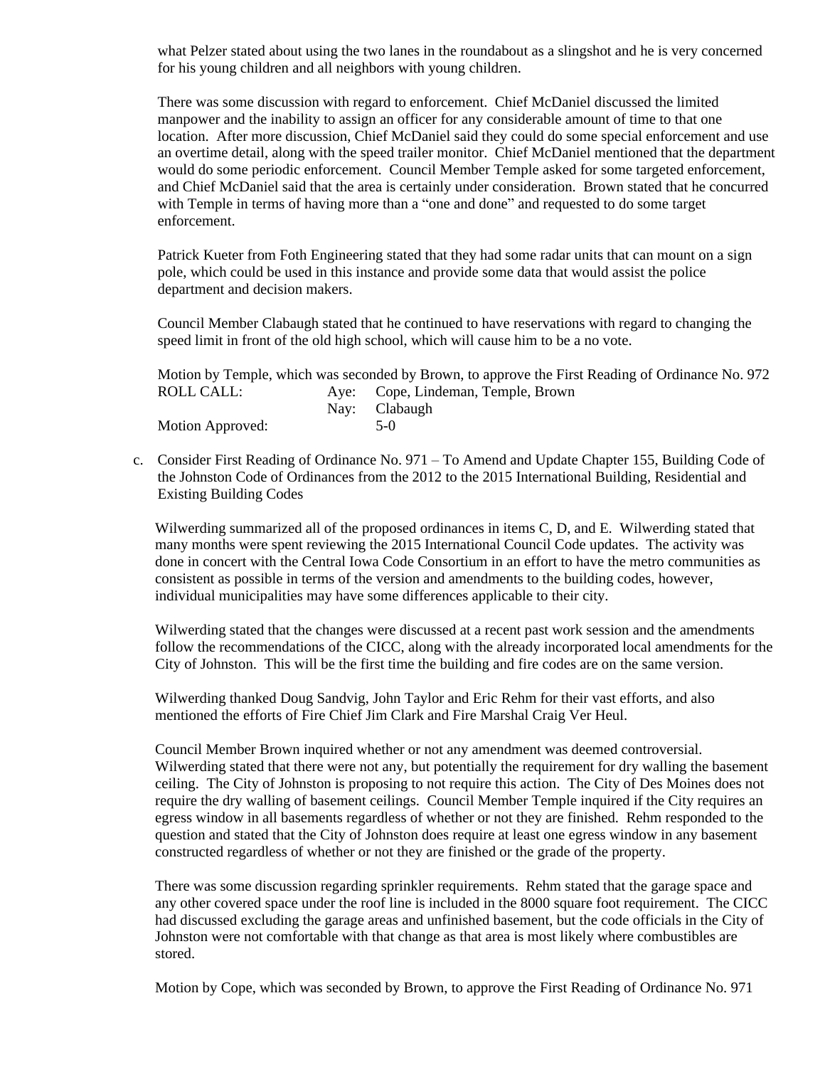what Pelzer stated about using the two lanes in the roundabout as a slingshot and he is very concerned for his young children and all neighbors with young children.

There was some discussion with regard to enforcement. Chief McDaniel discussed the limited manpower and the inability to assign an officer for any considerable amount of time to that one location. After more discussion, Chief McDaniel said they could do some special enforcement and use an overtime detail, along with the speed trailer monitor. Chief McDaniel mentioned that the department would do some periodic enforcement. Council Member Temple asked for some targeted enforcement, and Chief McDaniel said that the area is certainly under consideration. Brown stated that he concurred with Temple in terms of having more than a "one and done" and requested to do some target enforcement.

Patrick Kueter from Foth Engineering stated that they had some radar units that can mount on a sign pole, which could be used in this instance and provide some data that would assist the police department and decision makers.

Council Member Clabaugh stated that he continued to have reservations with regard to changing the speed limit in front of the old high school, which will cause him to be a no vote.

Motion by Temple, which was seconded by Brown, to approve the First Reading of Ordinance No. 972

| | | |
|---|---|---|
| ROLL CALL: | Aye: | Cope, Lindeman, Temple, Brown |
| | Nay: | Clabaugh |
| Motion Approved: | | 5-0 |

c. Consider First Reading of Ordinance No. 971 – To Amend and Update Chapter 155, Building Code of the Johnston Code of Ordinances from the 2012 to the 2015 International Building, Residential and Existing Building Codes

Wilwerding summarized all of the proposed ordinances in items C, D, and E. Wilwerding stated that many months were spent reviewing the 2015 International Council Code updates. The activity was done in concert with the Central Iowa Code Consortium in an effort to have the metro communities as consistent as possible in terms of the version and amendments to the building codes, however, individual municipalities may have some differences applicable to their city.

Wilwerding stated that the changes were discussed at a recent past work session and the amendments follow the recommendations of the CICC, along with the already incorporated local amendments for the City of Johnston. This will be the first time the building and fire codes are on the same version.

Wilwerding thanked Doug Sandvig, John Taylor and Eric Rehm for their vast efforts, and also mentioned the efforts of Fire Chief Jim Clark and Fire Marshal Craig Ver Heul.

Council Member Brown inquired whether or not any amendment was deemed controversial. Wilwerding stated that there were not any, but potentially the requirement for dry walling the basement ceiling. The City of Johnston is proposing to not require this action. The City of Des Moines does not require the dry walling of basement ceilings. Council Member Temple inquired if the City requires an egress window in all basements regardless of whether or not they are finished. Rehm responded to the question and stated that the City of Johnston does require at least one egress window in any basement constructed regardless of whether or not they are finished or the grade of the property.

There was some discussion regarding sprinkler requirements. Rehm stated that the garage space and any other covered space under the roof line is included in the 8000 square foot requirement. The CICC had discussed excluding the garage areas and unfinished basement, but the code officials in the City of Johnston were not comfortable with that change as that area is most likely where combustibles are stored.

Motion by Cope, which was seconded by Brown, to approve the First Reading of Ordinance No. 971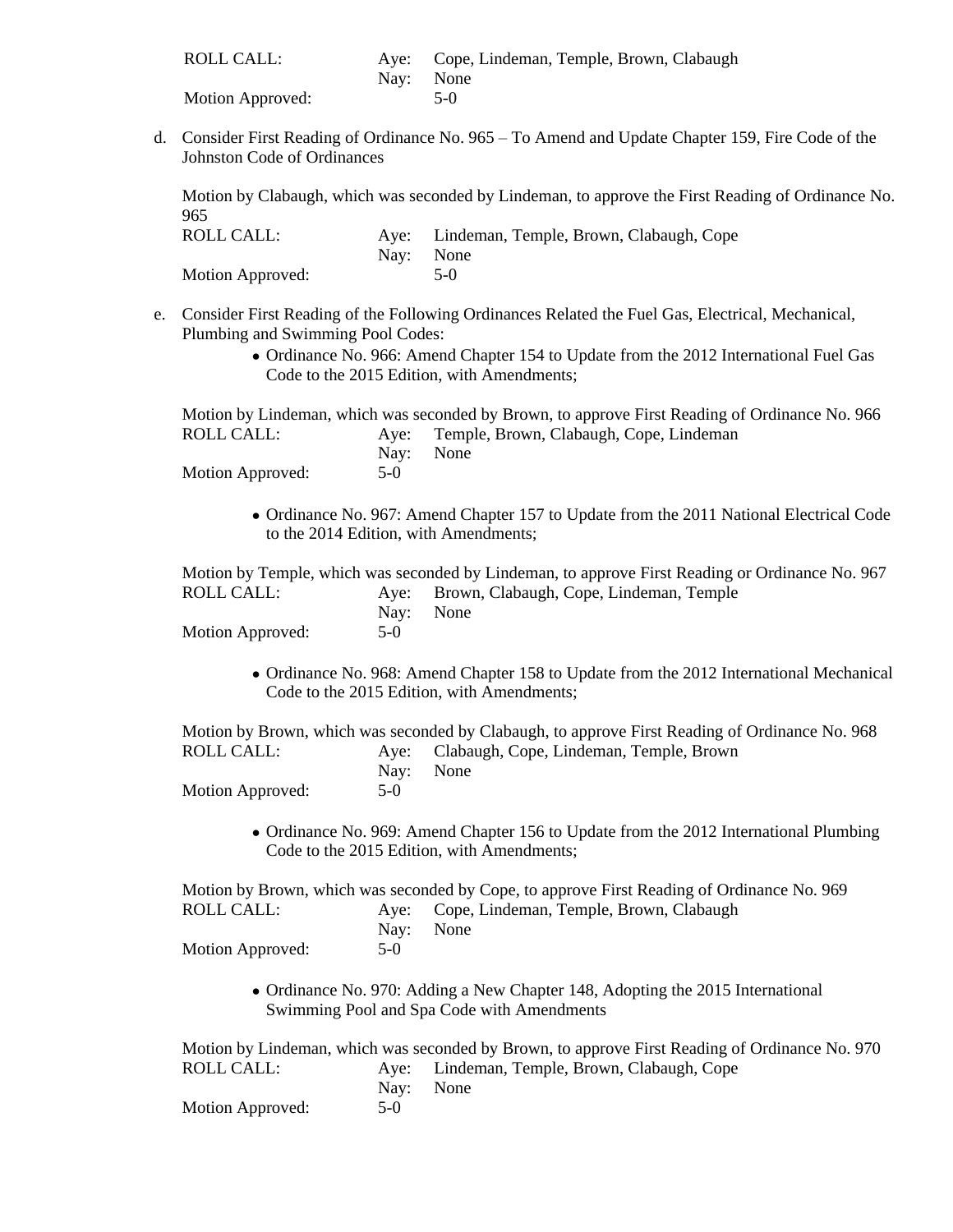ROLL CALL: Aye: Cope, Lindeman, Temple, Brown, Clabaugh
Nay: None
Motion Approved: 5-0

d. Consider First Reading of Ordinance No. 965 – To Amend and Update Chapter 159, Fire Code of the Johnston Code of Ordinances

Motion by Clabaugh, which was seconded by Lindeman, to approve the First Reading of Ordinance No. 965
ROLL CALL: Aye: Lindeman, Temple, Brown, Clabaugh, Cope
Nay: None
Motion Approved: 5-0

e. Consider First Reading of the Following Ordinances Related the Fuel Gas, Electrical, Mechanical, Plumbing and Swimming Pool Codes:

- Ordinance No. 966: Amend Chapter 154 to Update from the 2012 International Fuel Gas Code to the 2015 Edition, with Amendments;

Motion by Lindeman, which was seconded by Brown, to approve First Reading of Ordinance No. 966
ROLL CALL: Aye: Temple, Brown, Clabaugh, Cope, Lindeman
Nay: None
Motion Approved: 5-0

- Ordinance No. 967: Amend Chapter 157 to Update from the 2011 National Electrical Code to the 2014 Edition, with Amendments;

Motion by Temple, which was seconded by Lindeman, to approve First Reading or Ordinance No. 967
ROLL CALL: Aye: Brown, Clabaugh, Cope, Lindeman, Temple
Nay: None
Motion Approved: 5-0

- Ordinance No. 968: Amend Chapter 158 to Update from the 2012 International Mechanical Code to the 2015 Edition, with Amendments;

Motion by Brown, which was seconded by Clabaugh, to approve First Reading of Ordinance No. 968
ROLL CALL: Aye: Clabaugh, Cope, Lindeman, Temple, Brown
Nay: None
Motion Approved: 5-0

- Ordinance No. 969: Amend Chapter 156 to Update from the 2012 International Plumbing Code to the 2015 Edition, with Amendments;

Motion by Brown, which was seconded by Cope, to approve First Reading of Ordinance No. 969
ROLL CALL: Aye: Cope, Lindeman, Temple, Brown, Clabaugh
Nay: None
Motion Approved: 5-0

- Ordinance No. 970: Adding a New Chapter 148, Adopting the 2015 International Swimming Pool and Spa Code with Amendments

Motion by Lindeman, which was seconded by Brown, to approve First Reading of Ordinance No. 970
ROLL CALL: Aye: Lindeman, Temple, Brown, Clabaugh, Cope
Nay: None
Motion Approved: 5-0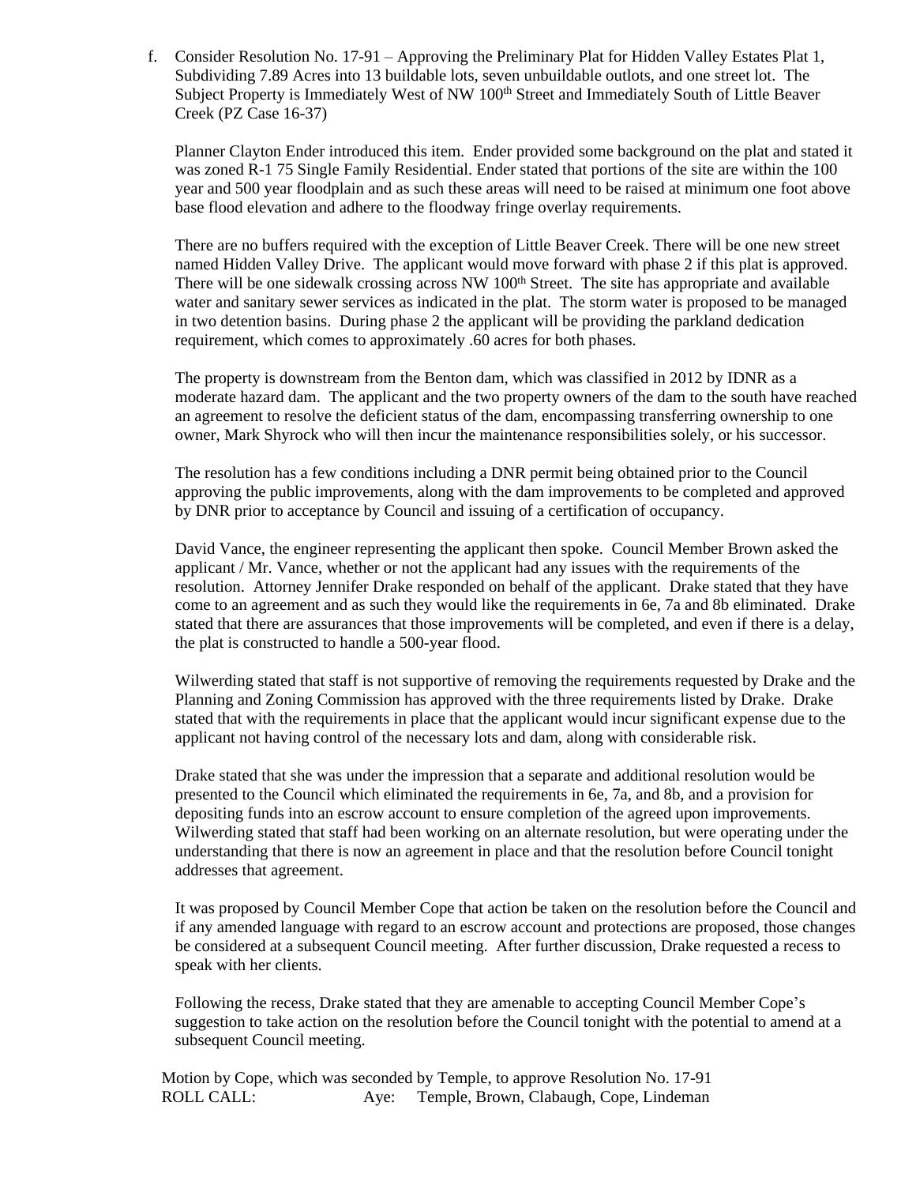f. Consider Resolution No. 17-91 – Approving the Preliminary Plat for Hidden Valley Estates Plat 1, Subdividing 7.89 Acres into 13 buildable lots, seven unbuildable outlots, and one street lot. The Subject Property is Immediately West of NW 100th Street and Immediately South of Little Beaver Creek (PZ Case 16-37)

Planner Clayton Ender introduced this item. Ender provided some background on the plat and stated it was zoned R-1 75 Single Family Residential. Ender stated that portions of the site are within the 100 year and 500 year floodplain and as such these areas will need to be raised at minimum one foot above base flood elevation and adhere to the floodway fringe overlay requirements.

There are no buffers required with the exception of Little Beaver Creek. There will be one new street named Hidden Valley Drive. The applicant would move forward with phase 2 if this plat is approved. There will be one sidewalk crossing across NW 100th Street. The site has appropriate and available water and sanitary sewer services as indicated in the plat. The storm water is proposed to be managed in two detention basins. During phase 2 the applicant will be providing the parkland dedication requirement, which comes to approximately .60 acres for both phases.

The property is downstream from the Benton dam, which was classified in 2012 by IDNR as a moderate hazard dam. The applicant and the two property owners of the dam to the south have reached an agreement to resolve the deficient status of the dam, encompassing transferring ownership to one owner, Mark Shyrock who will then incur the maintenance responsibilities solely, or his successor.

The resolution has a few conditions including a DNR permit being obtained prior to the Council approving the public improvements, along with the dam improvements to be completed and approved by DNR prior to acceptance by Council and issuing of a certification of occupancy.

David Vance, the engineer representing the applicant then spoke. Council Member Brown asked the applicant / Mr. Vance, whether or not the applicant had any issues with the requirements of the resolution. Attorney Jennifer Drake responded on behalf of the applicant. Drake stated that they have come to an agreement and as such they would like the requirements in 6e, 7a and 8b eliminated. Drake stated that there are assurances that those improvements will be completed, and even if there is a delay, the plat is constructed to handle a 500-year flood.

Wilwerding stated that staff is not supportive of removing the requirements requested by Drake and the Planning and Zoning Commission has approved with the three requirements listed by Drake. Drake stated that with the requirements in place that the applicant would incur significant expense due to the applicant not having control of the necessary lots and dam, along with considerable risk.

Drake stated that she was under the impression that a separate and additional resolution would be presented to the Council which eliminated the requirements in 6e, 7a, and 8b, and a provision for depositing funds into an escrow account to ensure completion of the agreed upon improvements. Wilwerding stated that staff had been working on an alternate resolution, but were operating under the understanding that there is now an agreement in place and that the resolution before Council tonight addresses that agreement.

It was proposed by Council Member Cope that action be taken on the resolution before the Council and if any amended language with regard to an escrow account and protections are proposed, those changes be considered at a subsequent Council meeting. After further discussion, Drake requested a recess to speak with her clients.

Following the recess, Drake stated that they are amenable to accepting Council Member Cope's suggestion to take action on the resolution before the Council tonight with the potential to amend at a subsequent Council meeting.

Motion by Cope, which was seconded by Temple, to approve Resolution No. 17-91
ROLL CALL: Aye: Temple, Brown, Clabaugh, Cope, Lindeman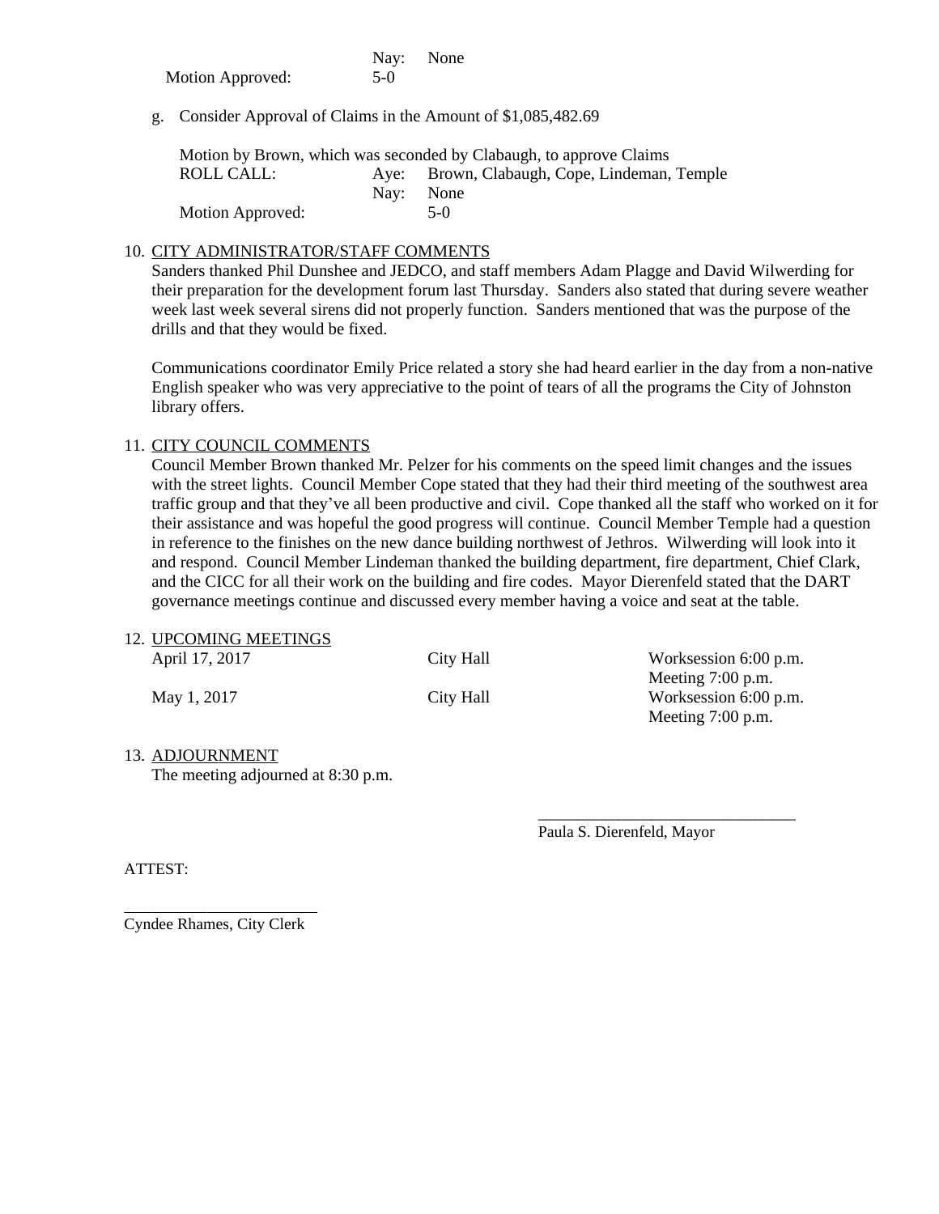| | | |
|---|---|---|
| | Nay: | None |
| Motion Approved: | 5-0 | |

g. Consider Approval of Claims in the Amount of $1,085,482.69

Motion by Brown, which was seconded by Clabaugh, to approve Claims

| | | |
|---|---|---|
| ROLL CALL: | Aye: | Brown, Clabaugh, Cope, Lindeman, Temple |
| | Nay: | None |
| Motion Approved: | | 5-0 |

10. <u>CITY ADMINISTRATOR/STAFF COMMENTS</u>

Sanders thanked Phil Dunshee and JEDCO, and staff members Adam Plagge and David Wilwerding for their preparation for the development forum last Thursday. Sanders also stated that during severe weather week last week several sirens did not properly function. Sanders mentioned that was the purpose of the drills and that they would be fixed.

Communications coordinator Emily Price related a story she had heard earlier in the day from a non-native English speaker who was very appreciative to the point of tears of all the programs the City of Johnston library offers.

11. <u>CITY COUNCIL COMMENTS</u>

Council Member Brown thanked Mr. Pelzer for his comments on the speed limit changes and the issues with the street lights. Council Member Cope stated that they had their third meeting of the southwest area traffic group and that they've all been productive and civil. Cope thanked all the staff who worked on it for their assistance and was hopeful the good progress will continue. Council Member Temple had a question in reference to the finishes on the new dance building northwest of Jethros. Wilwerding will look into it and respond. Council Member Lindeman thanked the building department, fire department, Chief Clark, and the CICC for all their work on the building and fire codes. Mayor Dierenfeld stated that the DART governance meetings continue and discussed every member having a voice and seat at the table.

12. <u>UPCOMING MEETINGS</u>

| | | |
|---|---|---|
| April 17, 2017 | City Hall | Worksession 6:00 p.m.<br>Meeting 7:00 p.m. |
| May 1, 2017 | City Hall | Worksession 6:00 p.m.<br>Meeting 7:00 p.m. |

13. <u>ADJOURNMENT</u>

The meeting adjourned at 8:30 p.m.

\_\_\_\_\_\_\_\_\_\_\_\_\_\_\_\_\_\_\_\_\_\_\_\_\_\_\_\_\_\_\_\_
Paula S. Dierenfeld, Mayor

ATTEST:

\_\_\_\_\_\_\_\_\_\_\_\_\_\_\_\_\_\_\_\_\_\_\_\_
Cyndee Rhames, City Clerk